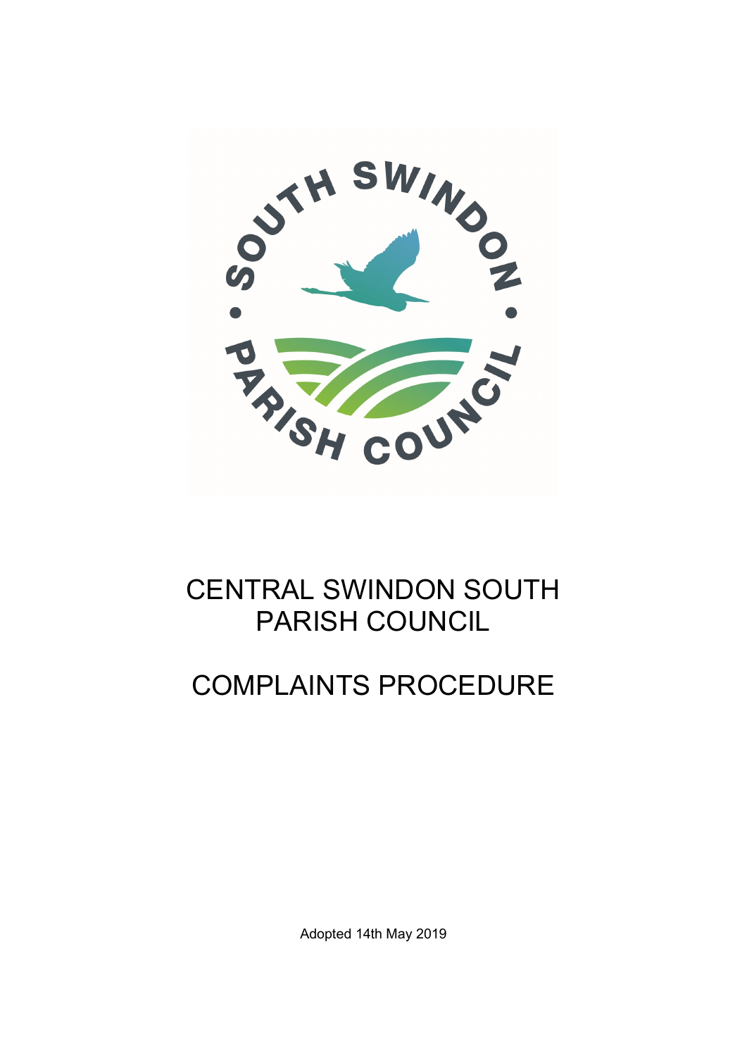# CENTRAL SWINDON SOUTH PARISH COUNCIL

# COMPLAINTS PROCEDURE

Adopted 14th May 2019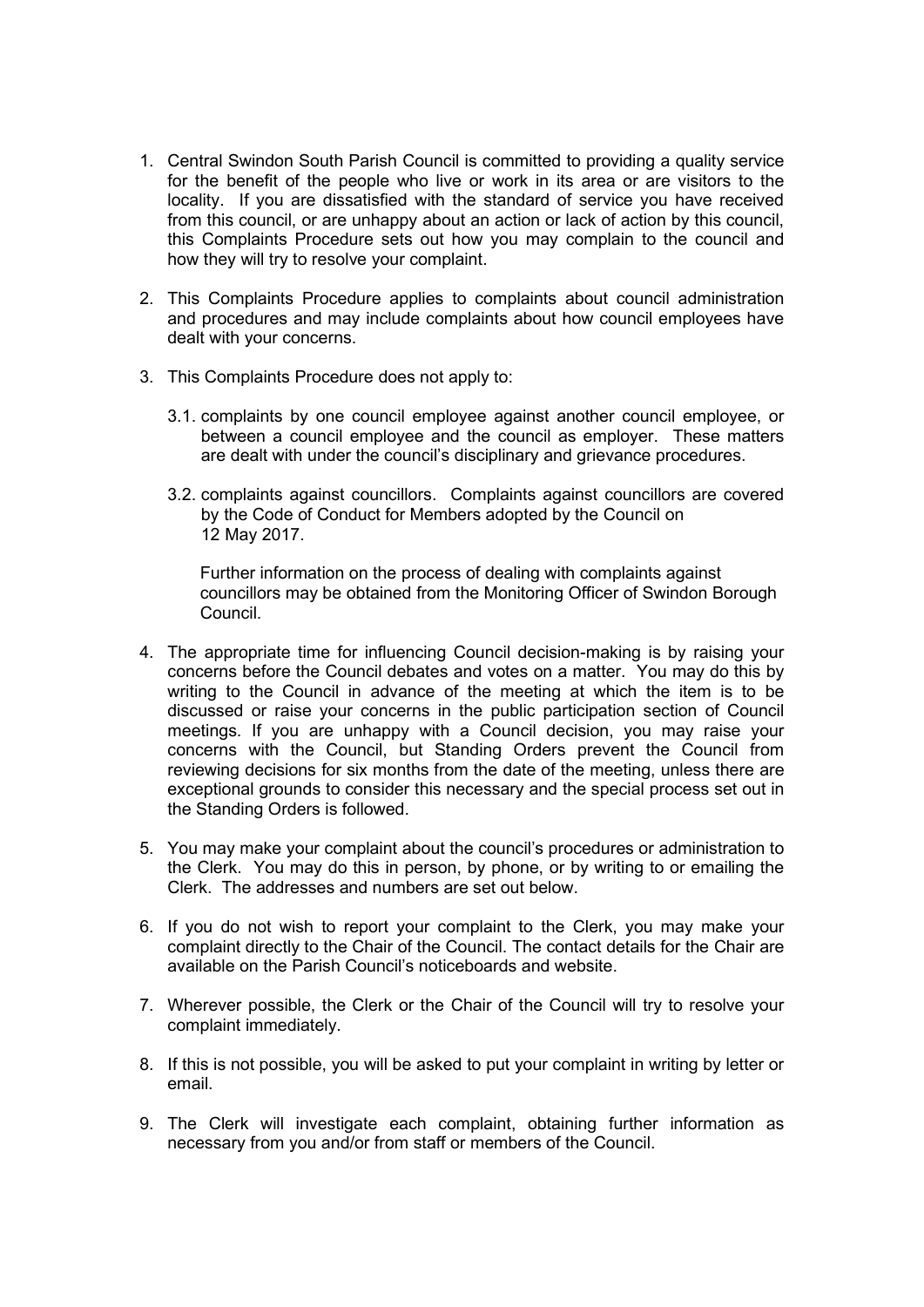1. Central Swindon South Parish Council is committed to providing a quality service for the benefit of the people who live or work in its area or are visitors to the locality. If you are dissatisfied with the standard of service you have received from this council, or are unhappy about an action or lack of action by this council, this Complaints Procedure sets out how you may complain to the council and how they will try to resolve your complaint.

2. This Complaints Procedure applies to complaints about council administration and procedures and may include complaints about how council employees have dealt with your concerns.

3. This Complaints Procedure does not apply to:

   3.1. complaints by one council employee against another council employee, or between a council employee and the council as employer. These matters are dealt with under the council's disciplinary and grievance procedures.

   3.2. complaints against councillors. Complaints against councillors are covered by the Code of Conduct for Members adopted by the Council on 12 May 2017.

   Further information on the process of dealing with complaints against councillors may be obtained from the Monitoring Officer of Swindon Borough Council.

4. The appropriate time for influencing Council decision-making is by raising your concerns before the Council debates and votes on a matter. You may do this by writing to the Council in advance of the meeting at which the item is to be discussed or raise your concerns in the public participation section of Council meetings. If you are unhappy with a Council decision, you may raise your concerns with the Council, but Standing Orders prevent the Council from reviewing decisions for six months from the date of the meeting, unless there are exceptional grounds to consider this necessary and the special process set out in the Standing Orders is followed.

5. You may make your complaint about the council's procedures or administration to the Clerk. You may do this in person, by phone, or by writing to or emailing the Clerk. The addresses and numbers are set out below.

6. If you do not wish to report your complaint to the Clerk, you may make your complaint directly to the Chair of the Council. The contact details for the Chair are available on the Parish Council's noticeboards and website.

7. Wherever possible, the Clerk or the Chair of the Council will try to resolve your complaint immediately.

8. If this is not possible, you will be asked to put your complaint in writing by letter or email.

9. The Clerk will investigate each complaint, obtaining further information as necessary from you and/or from staff or members of the Council.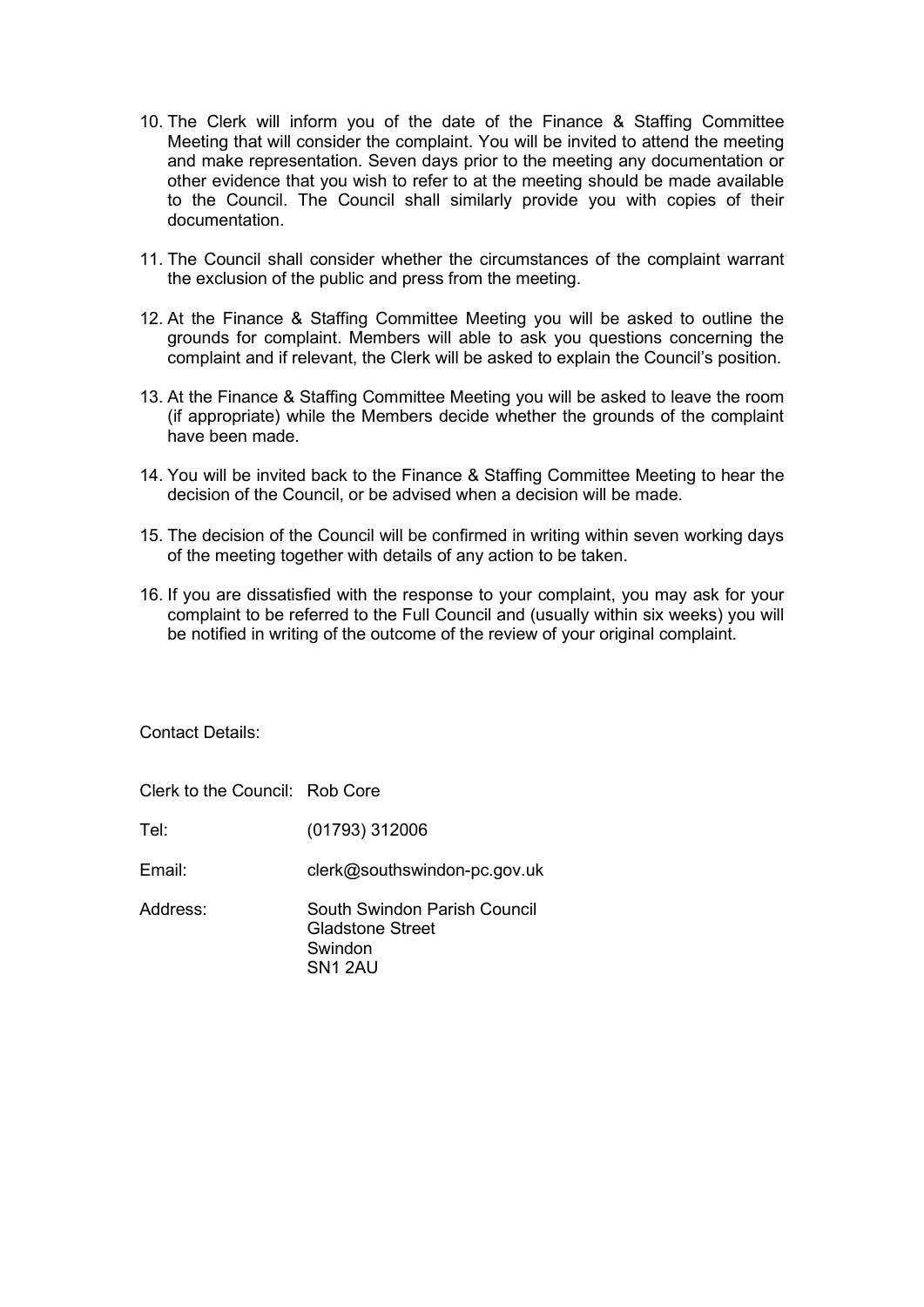10. The Clerk will inform you of the date of the Finance & Staffing Committee Meeting that will consider the complaint. You will be invited to attend the meeting and make representation. Seven days prior to the meeting any documentation or other evidence that you wish to refer to at the meeting should be made available to the Council. The Council shall similarly provide you with copies of their documentation.

11. The Council shall consider whether the circumstances of the complaint warrant the exclusion of the public and press from the meeting.

12. At the Finance & Staffing Committee Meeting you will be asked to outline the grounds for complaint. Members will able to ask you questions concerning the complaint and if relevant, the Clerk will be asked to explain the Council's position.

13. At the Finance & Staffing Committee Meeting you will be asked to leave the room (if appropriate) while the Members decide whether the grounds of the complaint have been made.

14. You will be invited back to the Finance & Staffing Committee Meeting to hear the decision of the Council, or be advised when a decision will be made.

15. The decision of the Council will be confirmed in writing within seven working days of the meeting together with details of any action to be taken.

16. If you are dissatisfied with the response to your complaint, you may ask for your complaint to be referred to the Full Council and (usually within six weeks) you will be notified in writing of the outcome of the review of your original complaint.

Contact Details:

| | |
|---|---|
| Clerk to the Council: | Rob Core |
| Tel: | (01793) 312006 |
| Email: | clerk@southswindon-pc.gov.uk |
| Address: | South Swindon Parish Council<br>Gladstone Street<br>Swindon<br>SN1 2AU |